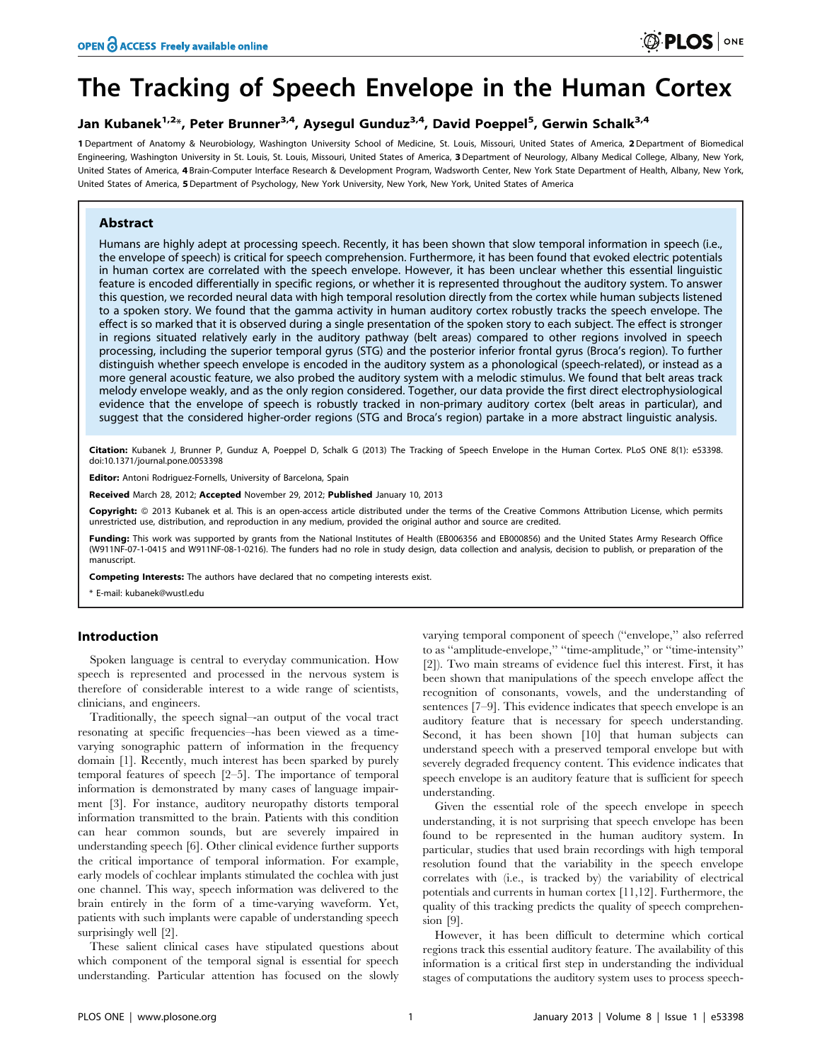# The Tracking of Speech Envelope in the Human Cortex

**Jan Kubanek[1,2]\*, Peter Brunner[3,4], Aysegul Gunduz[3,4], David Poeppel[5], Gerwin Schalk[3,4]**

**1** Department of Anatomy & Neurobiology, Washington University School of Medicine, St. Louis, Missouri, United States of America, **2** Department of Biomedical Engineering, Washington University in St. Louis, St. Louis, Missouri, United States of America, **3** Department of Neurology, Albany Medical College, Albany, New York, United States of America, **4** Brain-Computer Interface Research & Development Program, Wadsworth Center, New York State Department of Health, Albany, New York, United States of America, **5** Department of Psychology, New York University, New York, New York, United States of America

## Abstract

Humans are highly adept at processing speech. Recently, it has been shown that slow temporal information in speech (i.e., the envelope of speech) is critical for speech comprehension. Furthermore, it has been found that evoked electric potentials in human cortex are correlated with the speech envelope. However, it has been unclear whether this essential linguistic feature is encoded differentially in specific regions, or whether it is represented throughout the auditory system. To answer this question, we recorded neural data with high temporal resolution directly from the cortex while human subjects listened to a spoken story. We found that the gamma activity in human auditory cortex robustly tracks the speech envelope. The effect is so marked that it is observed during a single presentation of the spoken story to each subject. The effect is stronger in regions situated relatively early in the auditory pathway (belt areas) compared to other regions involved in speech processing, including the superior temporal gyrus (STG) and the posterior inferior frontal gyrus (Broca's region). To further distinguish whether speech envelope is encoded in the auditory system as a phonological (speech-related), or instead as a more general acoustic feature, we also probed the auditory system with a melodic stimulus. We found that belt areas track melody envelope weakly, and as the only region considered. Together, our data provide the first direct electrophysiological evidence that the envelope of speech is robustly tracked in non-primary auditory cortex (belt areas in particular), and suggest that the considered higher-order regions (STG and Broca's region) partake in a more abstract linguistic analysis.

**Citation:** Kubanek J, Brunner P, Gunduz A, Poeppel D, Schalk G (2013) The Tracking of Speech Envelope in the Human Cortex. PLoS ONE 8(1): e53398. doi:10.1371/journal.pone.0053398

**Editor:** Antoni Rodriguez-Fornells, University of Barcelona, Spain

**Received** March 28, 2012; **Accepted** November 29, 2012; **Published** January 10, 2013

**Copyright:** © 2013 Kubanek et al. This is an open-access article distributed under the terms of the Creative Commons Attribution License, which permits unrestricted use, distribution, and reproduction in any medium, provided the original author and source are credited.

**Funding:** This work was supported by grants from the National Institutes of Health (EB006356 and EB000856) and the United States Army Research Office (W911NF-07-1-0415 and W911NF-08-1-0216). The funders had no role in study design, data collection and analysis, decision to publish, or preparation of the manuscript.

**Competing Interests:** The authors have declared that no competing interests exist.

\* E-mail: kubanek@wustl.edu

## Introduction

Spoken language is central to everyday communication. How speech is represented and processed in the nervous system is therefore of considerable interest to a wide range of scientists, clinicians, and engineers.

Traditionally, the speech signal–-an output of the vocal tract resonating at specific frequencies–-has been viewed as a time-varying sonographic pattern of information in the frequency domain [1]. Recently, much interest has been sparked by purely temporal features of speech [2–5]. The importance of temporal information is demonstrated by many cases of language impairment [3]. For instance, auditory neuropathy distorts temporal information transmitted to the brain. Patients with this condition can hear common sounds, but are severely impaired in understanding speech [6]. Other clinical evidence further supports the critical importance of temporal information. For example, early models of cochlear implants stimulated the cochlea with just one channel. This way, speech information was delivered to the brain entirely in the form of a time-varying waveform. Yet, patients with such implants were capable of understanding speech surprisingly well [2].

These salient clinical cases have stipulated questions about which component of the temporal signal is essential for speech understanding. Particular attention has focused on the slowly varying temporal component of speech (''envelope,'' also referred to as ''amplitude-envelope,'' ''time-amplitude,'' or ''time-intensity'' [2]). Two main streams of evidence fuel this interest. First, it has been shown that manipulations of the speech envelope affect the recognition of consonants, vowels, and the understanding of sentences [7–9]. This evidence indicates that speech envelope is an auditory feature that is necessary for speech understanding. Second, it has been shown [10] that human subjects can understand speech with a preserved temporal envelope but with severely degraded frequency content. This evidence indicates that speech envelope is an auditory feature that is sufficient for speech understanding.

Given the essential role of the speech envelope in speech understanding, it is not surprising that speech envelope has been found to be represented in the human auditory system. In particular, studies that used brain recordings with high temporal resolution found that the variability in the speech envelope correlates with (i.e., is tracked by) the variability of electrical potentials and currents in human cortex [11,12]. Furthermore, the quality of this tracking predicts the quality of speech comprehension [9].

However, it has been difficult to determine which cortical regions track this essential auditory feature. The availability of this information is a critical first step in understanding the individual stages of computations the auditory system uses to process speech-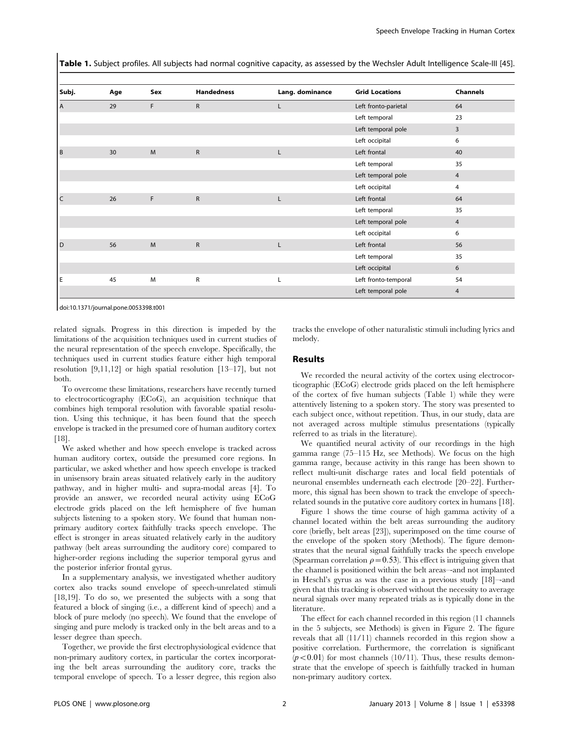**Table 1.** Subject profiles. All subjects had normal cognitive capacity, as assessed by the Wechsler Adult Intelligence Scale-III [45].

| Subj. | Age | Sex | Handedness | Lang. dominance | Grid Locations | Channels |
|---|---|---|---|---|---|---|
| A | 29 | F | R | L | Left fronto-parietal | 64 |
| | | | | | Left temporal | 23 |
| | | | | | Left temporal pole | 3 |
| | | | | | Left occipital | 6 |
| B | 30 | M | R | L | Left frontal | 40 |
| | | | | | Left temporal | 35 |
| | | | | | Left temporal pole | 4 |
| | | | | | Left occipital | 4 |
| C | 26 | F | R | L | Left frontal | 64 |
| | | | | | Left temporal | 35 |
| | | | | | Left temporal pole | 4 |
| | | | | | Left occipital | 6 |
| D | 56 | M | R | L | Left frontal | 56 |
| | | | | | Left temporal | 35 |
| | | | | | Left occipital | 6 |
| E | 45 | M | R | L | Left fronto-temporal | 54 |
| | | | | | Left temporal pole | 4 |

doi:10.1371/journal.pone.0053398.t001

related signals. Progress in this direction is impeded by the limitations of the acquisition techniques used in current studies of the neural representation of the speech envelope. Specifically, the techniques used in current studies feature either high temporal resolution [9,11,12] or high spatial resolution [13–17], but not both.

To overcome these limitations, researchers have recently turned to electrocorticography (ECoG), an acquisition technique that combines high temporal resolution with favorable spatial resolution. Using this technique, it has been found that the speech envelope is tracked in the presumed core of human auditory cortex [18].

We asked whether and how speech envelope is tracked across human auditory cortex, outside the presumed core regions. In particular, we asked whether and how speech envelope is tracked in unisensory brain areas situated relatively early in the auditory pathway, and in higher multi- and supra-modal areas [4]. To provide an answer, we recorded neural activity using ECoG electrode grids placed on the left hemisphere of five human subjects listening to a spoken story. We found that human non-primary auditory cortex faithfully tracks speech envelope. The effect is stronger in areas situated relatively early in the auditory pathway (belt areas surrounding the auditory core) compared to higher-order regions including the superior temporal gyrus and the posterior inferior frontal gyrus.

In a supplementary analysis, we investigated whether auditory cortex also tracks sound envelope of speech-unrelated stimuli [18,19]. To do so, we presented the subjects with a song that featured a block of singing (i.e., a different kind of speech) and a block of pure melody (no speech). We found that the envelope of singing and pure melody is tracked only in the belt areas and to a lesser degree than speech.

Together, we provide the first electrophysiological evidence that non-primary auditory cortex, in particular the cortex incorporating the belt areas surrounding the auditory core, tracks the temporal envelope of speech. To a lesser degree, this region also tracks the envelope of other naturalistic stimuli including lyrics and melody.

## Results

We recorded the neural activity of the cortex using electrocorticographic (ECoG) electrode grids placed on the left hemisphere of the cortex of five human subjects (Table 1) while they were attentively listening to a spoken story. The story was presented to each subject once, without repetition. Thus, in our study, data are not averaged across multiple stimulus presentations (typically referred to as trials in the literature).

We quantified neural activity of our recordings in the high gamma range (75–115 Hz, see Methods). We focus on the high gamma range, because activity in this range has been shown to reflect multi-unit discharge rates and local field potentials of neuronal ensembles underneath each electrode [20–22]. Furthermore, this signal has been shown to track the envelope of speech-related sounds in the putative core auditory cortex in humans [18].

Figure 1 shows the time course of high gamma activity of a channel located within the belt areas surrounding the auditory core (briefly, belt areas [23]), superimposed on the time course of the envelope of the spoken story (Methods). The figure demonstrates that the neural signal faithfully tracks the speech envelope (Spearman correlation $\rho = 0.53$). This effect is intriguing given that the channel is positioned within the belt areas–-and not implanted in Heschl's gyrus as was the case in a previous study [18]–-and given that this tracking is observed without the necessity to average neural signals over many repeated trials as is typically done in the literature.

The effect for each channel recorded in this region (11 channels in the 5 subjects, see Methods) is given in Figure 2. The figure reveals that all (11/11) channels recorded in this region show a positive correlation. Furthermore, the correlation is significant ($p < 0.01$) for most channels (10/11). Thus, these results demonstrate that the envelope of speech is faithfully tracked in human non-primary auditory cortex.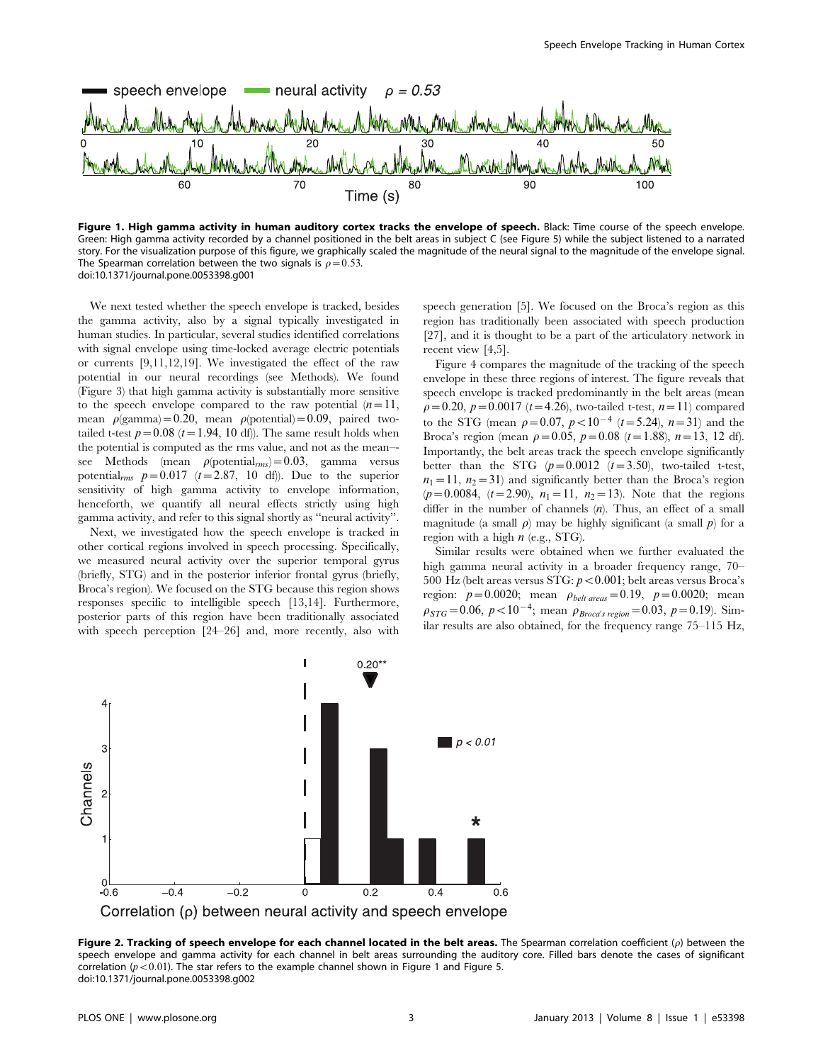**Figure 1. High gamma activity in human auditory cortex tracks the envelope of speech.** Black: Time course of the speech envelope. Green: High gamma activity recorded by a channel positioned in the belt areas in subject C (see Figure 5) while the subject listened to a narrated story. For the visualization purpose of this figure, we graphically scaled the magnitude of the neural signal to the magnitude of the envelope signal. The Spearman correlation between the two signals is $\rho = 0.53$.
doi:10.1371/journal.pone.0053398.g001

We next tested whether the speech envelope is tracked, besides the gamma activity, also by a signal typically investigated in human studies. In particular, several studies identified correlations with signal envelope using time-locked average electric potentials or currents [9,11,12,19]. We investigated the effect of the raw potential in our neural recordings (see Methods). We found (Figure 3) that high gamma activity is substantially more sensitive to the speech envelope compared to the raw potential ($n = 11$, mean $\rho(\text{gamma}) = 0.20$, mean $\rho(\text{potential}) = 0.09$, paired two-tailed t-test $p = 0.08$ ($t = 1.94$, 10 df)). The same result holds when the potential is computed as the rms value, and not as the mean–-see Methods (mean $\rho(\text{potential}_{rms}) = 0.03$, gamma versus $\text{potential}_{rms}$ $p = 0.017$ ($t = 2.87$, 10 df)). Due to the superior sensitivity of high gamma activity to envelope information, henceforth, we quantify all neural effects strictly using high gamma activity, and refer to this signal shortly as "neural activity".

Next, we investigated how the speech envelope is tracked in other cortical regions involved in speech processing. Specifically, we measured neural activity over the superior temporal gyrus (briefly, STG) and in the posterior inferior frontal gyrus (briefly, Broca's region). We focused on the STG because this region shows responses specific to intelligible speech [13,14]. Furthermore, posterior parts of this region have been traditionally associated with speech perception [24–26] and, more recently, also with speech generation [5]. We focused on the Broca's region as this region has traditionally been associated with speech production [27], and it is thought to be a part of the articulatory network in recent view [4,5].

Figure 4 compares the magnitude of the tracking of the speech envelope in these three regions of interest. The figure reveals that speech envelope is tracked predominantly in the belt areas (mean $\rho = 0.20$, $p = 0.0017$ ($t = 4.26$), two-tailed t-test, $n = 11$) compared to the STG (mean $\rho = 0.07$, $p < 10^{-4}$ ($t = 5.24$), $n = 31$) and the Broca's region (mean $\rho = 0.05$, $p = 0.08$ ($t = 1.88$), $n = 13$, 12 df). Importantly, the belt areas track the speech envelope significantly better than the STG ($p = 0.0012$ ($t = 3.50$), two-tailed t-test, $n_1 = 11$, $n_2 = 31$) and significantly better than the Broca's region ($p = 0.0084$, ($t = 2.90$), $n_1 = 11$, $n_2 = 13$). Note that the regions differ in the number of channels ($n$). Thus, an effect of a small magnitude (a small $\rho$) may be highly significant (a small $p$) for a region with a high $n$ (e.g., STG).

Similar results were obtained when we further evaluated the high gamma neural activity in a broader frequency range, 70–500 Hz (belt areas versus STG: $p < 0.001$; belt areas versus Broca's region: $p = 0.0020$; mean $\rho_{belt\ areas} = 0.19$, $p = 0.0020$; mean $\rho_{STG} = 0.06$, $p < 10^{-4}$; mean $\rho_{Broca's\ region} = 0.03$, $p = 0.19$). Similar results are also obtained, for the frequency range 75–115 Hz,

**Figure 2. Tracking of speech envelope for each channel located in the belt areas.** The Spearman correlation coefficient ($\rho$) between the speech envelope and gamma activity for each channel in belt areas surrounding the auditory core. Filled bars denote the cases of significant correlation ($p < 0.01$). The star refers to the example channel shown in Figure 1 and Figure 5.
doi:10.1371/journal.pone.0053398.g002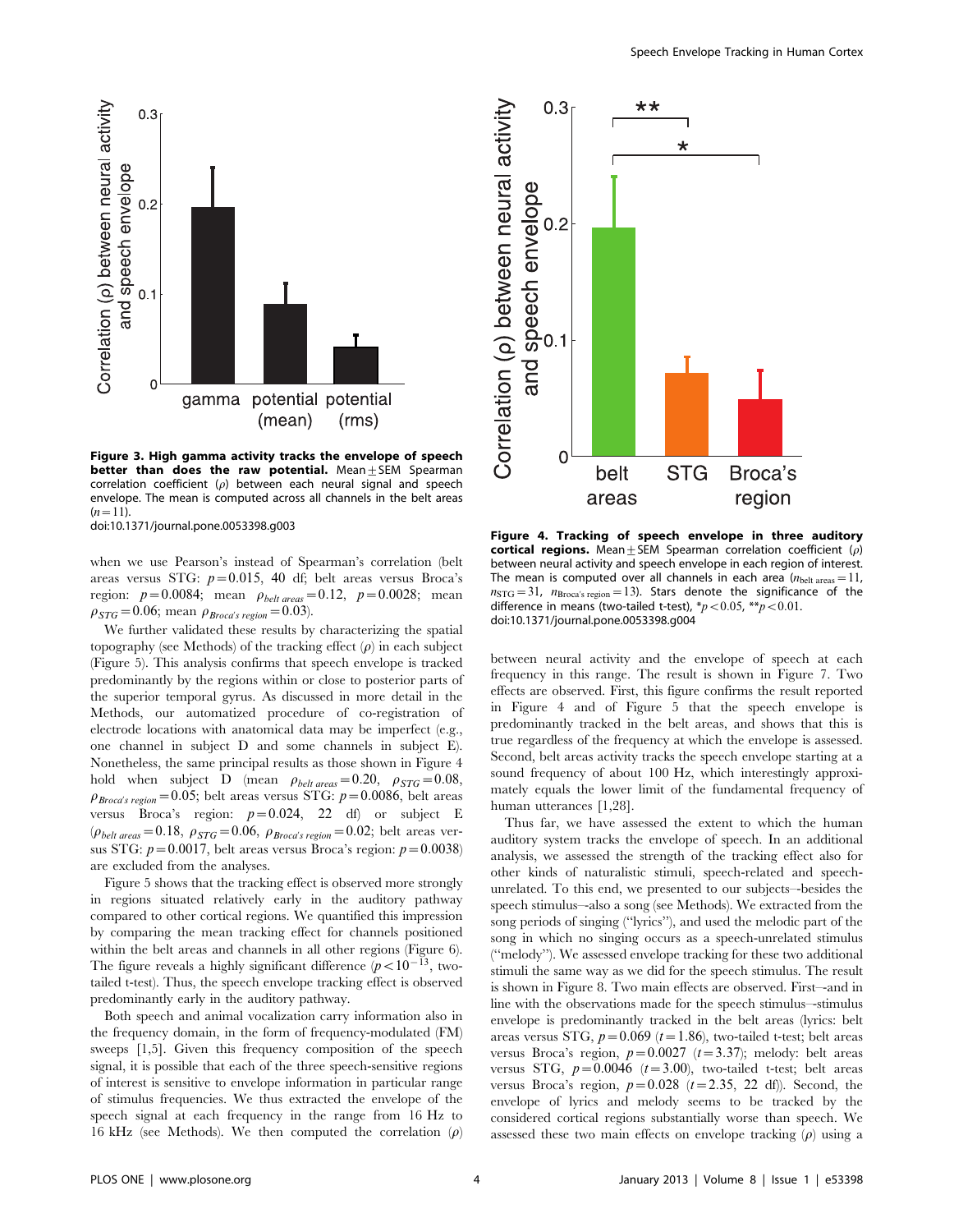**Figure 3. High gamma activity tracks the envelope of speech better than does the raw potential.** Mean ± SEM Spearman correlation coefficient ($\rho$) between each neural signal and speech envelope. The mean is computed across all channels in the belt areas ($n = 11$).
doi:10.1371/journal.pone.0053398.g003

when we use Pearson's instead of Spearman's correlation (belt areas versus STG: $p = 0.015$, 40 df; belt areas versus Broca's region: $p = 0.0084$; mean $\rho_{belt\ areas} = 0.12$, $p = 0.0028$; mean $\rho_{STG} = 0.06$; mean $\rho_{Broca's\ region} = 0.03$).

We further validated these results by characterizing the spatial topography (see Methods) of the tracking effect ($\rho$) in each subject (Figure 5). This analysis confirms that speech envelope is tracked predominantly by the regions within or close to posterior parts of the superior temporal gyrus. As discussed in more detail in the Methods, our automatized procedure of co-registration of electrode locations with anatomical data may be imperfect (e.g., one channel in subject D and some channels in subject E). Nonetheless, the same principal results as those shown in Figure 4 hold when subject D (mean $\rho_{belt\ areas} = 0.20$, $\rho_{STG} = 0.08$, $\rho_{Broca's\ region} = 0.05$; belt areas versus STG: $p = 0.0086$, belt areas versus Broca's region: $p = 0.024$, 22 df) or subject E ($\rho_{belt\ areas} = 0.18$, $\rho_{STG} = 0.06$, $\rho_{Broca's\ region} = 0.02$; belt areas versus STG: $p = 0.0017$, belt areas versus Broca's region: $p = 0.0038$) are excluded from the analyses.

Figure 5 shows that the tracking effect is observed more strongly in regions situated relatively early in the auditory pathway compared to other cortical regions. We quantified this impression by comparing the mean tracking effect for channels positioned within the belt areas and channels in all other regions (Figure 6). The figure reveals a highly significant difference ($p < 10^{-13}$, two-tailed t-test). Thus, the speech envelope tracking effect is observed predominantly early in the auditory pathway.

Both speech and animal vocalization carry information also in the frequency domain, in the form of frequency-modulated (FM) sweeps [1,5]. Given this frequency composition of the speech signal, it is possible that each of the three speech-sensitive regions of interest is sensitive to envelope information in particular range of stimulus frequencies. We thus extracted the envelope of the speech signal at each frequency in the range from 16 Hz to 16 kHz (see Methods). We then computed the correlation ($\rho$) between neural activity and the envelope of speech at each frequency in this range. The result is shown in Figure 7. Two effects are observed. First, this figure confirms the result reported in Figure 4 and of Figure 5 that the speech envelope is predominantly tracked in the belt areas, and shows that this is true regardless of the frequency at which the envelope is assessed. Second, belt areas activity tracks the speech envelope starting at a sound frequency of about 100 Hz, which interestingly approximately equals the lower limit of the fundamental frequency of human utterances [1,28].

**Figure 4. Tracking of speech envelope in three auditory cortical regions.** Mean ± SEM Spearman correlation coefficient ($\rho$) between neural activity and speech envelope in each region of interest. The mean is computed over all channels in each area ($n_{belt\ areas} = 11$, $n_{STG} = 31$, $n_{Broca's\ region} = 13$). Stars denote the significance of the difference in means (two-tailed t-test), *$p < 0.05$, **$p < 0.01$.
doi:10.1371/journal.pone.0053398.g004

Thus far, we have assessed the extent to which the human auditory system tracks the envelope of speech. In an additional analysis, we assessed the strength of the tracking effect also for other kinds of naturalistic stimuli, speech-related and speech-unrelated. To this end, we presented to our subjects–besides the speech stimulus–also a song (see Methods). We extracted from the song periods of singing ("lyrics"), and used the melodic part of the song in which no singing occurs as a speech-unrelated stimulus ("melody"). We assessed envelope tracking for these two additional stimuli the same way as we did for the speech stimulus. The result is shown in Figure 8. Two main effects are observed. First–and in line with the observations made for the speech stimulus–stimulus envelope is predominantly tracked in the belt areas (lyrics: belt areas versus STG, $p = 0.069$ ($t = 1.86$), two-tailed t-test; belt areas versus Broca's region, $p = 0.0027$ ($t = 3.37$); melody: belt areas versus STG, $p = 0.0046$ ($t = 3.00$), two-tailed t-test; belt areas versus Broca's region, $p = 0.028$ ($t = 2.35$, 22 df)). Second, the envelope of lyrics and melody seems to be tracked by the considered cortical regions substantially worse than speech. We assessed these two main effects on envelope tracking ($\rho$) using a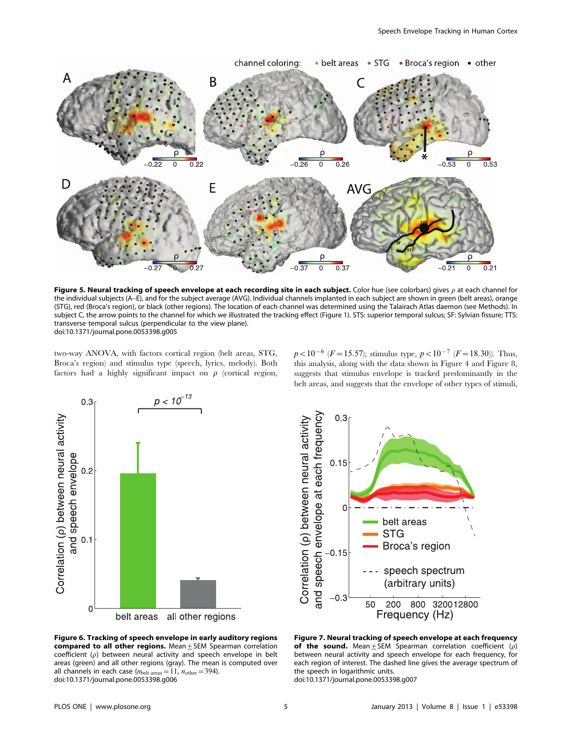**Figure 5. Neural tracking of speech envelope at each recording site in each subject.** Color hue (see colorbars) gives $\rho$ at each channel for the individual subjects (A–E), and for the subject average (AVG). Individual channels implanted in each subject are shown in green (belt areas), orange (STG), red (Broca's region), or black (other regions). The location of each channel was determined using the Talairach Atlas daemon (see Methods). In subject C, the arrow points to the channel for which we illustrated the tracking effect (Figure 1). STS: superior temporal sulcus; SF: Sylvian fissure; TTS: transverse temporal sulcus (perpendicular to the view plane).
doi:10.1371/journal.pone.0053398.g005

two-way ANOVA, with factors cortical region (belt areas, STG, Broca's region) and stimulus type (speech, lyrics, melody). Both factors had a highly significant impact on $\rho$ (cortical region, $p<10^{-6}$ ($F=15.57$); stimulus type, $p<10^{-7}$ ($F=18.30$)). Thus, this analysis, along with the data shown in Figure 4 and Figure 8, suggests that stimulus envelope is tracked predominantly in the belt areas, and suggests that the envelope of other types of stimuli,

**Figure 6. Tracking of speech envelope in early auditory regions compared to all other regions.** Mean $\pm$ SEM Spearman correlation coefficient ($\rho$) between neural activity and speech envelope in belt areas (green) and all other regions (gray). The mean is computed over all channels in each case ($n_{\text{belt areas}}=11$, $n_{\text{other}}=394$).
doi:10.1371/journal.pone.0053398.g006

**Figure 7. Neural tracking of speech envelope at each frequency of the sound.** Mean $\pm$ SEM Spearman correlation coefficient ($\rho$) between neural activity and speech envelope for each frequency, for each region of interest. The dashed line gives the average spectrum of the speech in logarithmic units.
doi:10.1371/journal.pone.0053398.g007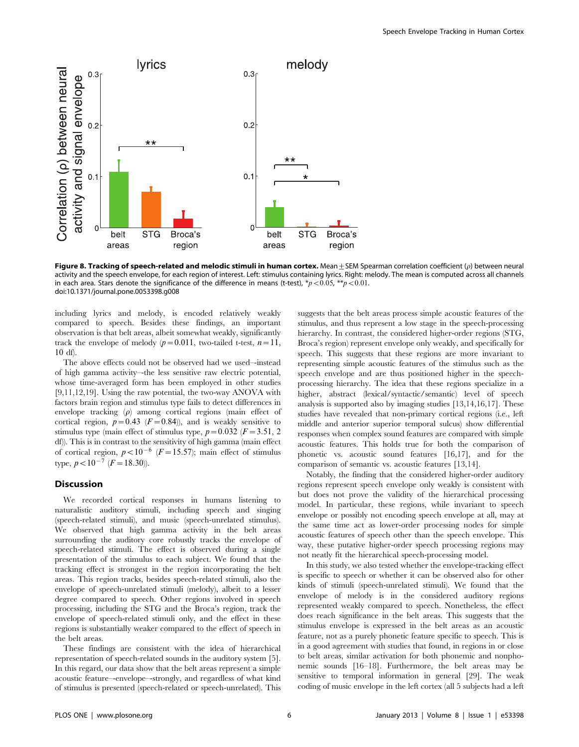**Figure 8. Tracking of speech-related and melodic stimuli in human cortex.** Mean ± SEM Spearman correlation coefficient ($\rho$) between neural activity and the speech envelope, for each region of interest. Left: stimulus containing lyrics. Right: melody. The mean is computed across all channels in each area. Stars denote the significance of the difference in means (t-test), $^*p<0.05$, $^{**}p<0.01$.
doi:10.1371/journal.pone.0053398.g008

including lyrics and melody, is encoded relatively weakly compared to speech. Besides these findings, an important observation is that belt areas, albeit somewhat weakly, significantly track the envelope of melody ($p = 0.011$, two-tailed t-test, $n = 11$, 10 df).

The above effects could not be observed had we used–-instead of high gamma activity–-the less sensitive raw electric potential, whose time-averaged form has been employed in other studies [9,11,12,19]. Using the raw potential, the two-way ANOVA with factors brain region and stimulus type fails to detect differences in envelope tracking ($\rho$) among cortical regions (main effect of cortical region, $p = 0.43$ ($F = 0.84$)), and is weakly sensitive to stimulus type (main effect of stimulus type, $p = 0.032$ ($F = 3.51$, 2 df)). This is in contrast to the sensitivity of high gamma (main effect of cortical region, $p<10^{-6}$ ($F = 15.57$); main effect of stimulus type, $p<10^{-7}$ ($F = 18.30$)).

## Discussion

We recorded cortical responses in humans listening to naturalistic auditory stimuli, including speech and singing (speech-related stimuli), and music (speech-unrelated stimulus). We observed that high gamma activity in the belt areas surrounding the auditory core robustly tracks the envelope of speech-related stimuli. The effect is observed during a single presentation of the stimulus to each subject. We found that the tracking effect is strongest in the region incorporating the belt areas. This region tracks, besides speech-related stimuli, also the envelope of speech-unrelated stimuli (melody), albeit to a lesser degree compared to speech. Other regions involved in speech processing, including the STG and the Broca's region, track the envelope of speech-related stimuli only, and the effect in these regions is substantially weaker compared to the effect of speech in the belt areas.

These findings are consistent with the idea of hierarchical representation of speech-related sounds in the auditory system [5]. In this regard, our data show that the belt areas represent a simple acoustic feature–-envelope–-strongly, and regardless of what kind of stimulus is presented (speech-related or speech-unrelated). This suggests that the belt areas process simple acoustic features of the stimulus, and thus represent a low stage in the speech-processing hierarchy. In contrast, the considered higher-order regions (STG, Broca's region) represent envelope only weakly, and specifically for speech. This suggests that these regions are more invariant to representing simple acoustic features of the stimulus such as the speech envelope and are thus positioned higher in the speech-processing hierarchy. The idea that these regions specialize in a higher, abstract (lexical/syntactic/semantic) level of speech analysis is supported also by imaging studies [13,14,16,17]. These studies have revealed that non-primary cortical regions (i.e., left middle and anterior superior temporal sulcus) show differential responses when complex sound features are compared with simple acoustic features. This holds true for both the comparison of phonetic vs. acoustic sound features [16,17], and for the comparison of semantic vs. acoustic features [13,14].

Notably, the finding that the considered higher-order auditory regions represent speech envelope only weakly is consistent with but does not prove the validity of the hierarchical processing model. In particular, these regions, while invariant to speech envelope or possibly not encoding speech envelope at all, may at the same time act as lower-order processing nodes for simple acoustic features of speech other than the speech envelope. This way, these putative higher-order speech processing regions may not neatly fit the hierarchical speech-processing model.

In this study, we also tested whether the envelope-tracking effect is specific to speech or whether it can be observed also for other kinds of stimuli (speech-unrelated stimuli). We found that the envelope of melody is in the considered auditory regions represented weakly compared to speech. Nonetheless, the effect does reach significance in the belt areas. This suggests that the stimulus envelope is expressed in the belt areas as an acoustic feature, not as a purely phonetic feature specific to speech. This is in a good agreement with studies that found, in regions in or close to belt areas, similar activation for both phonemic and nonphonemic sounds [16–18]. Furthermore, the belt areas may be sensitive to temporal information in general [29]. The weak coding of music envelope in the left cortex (all 5 subjects had a left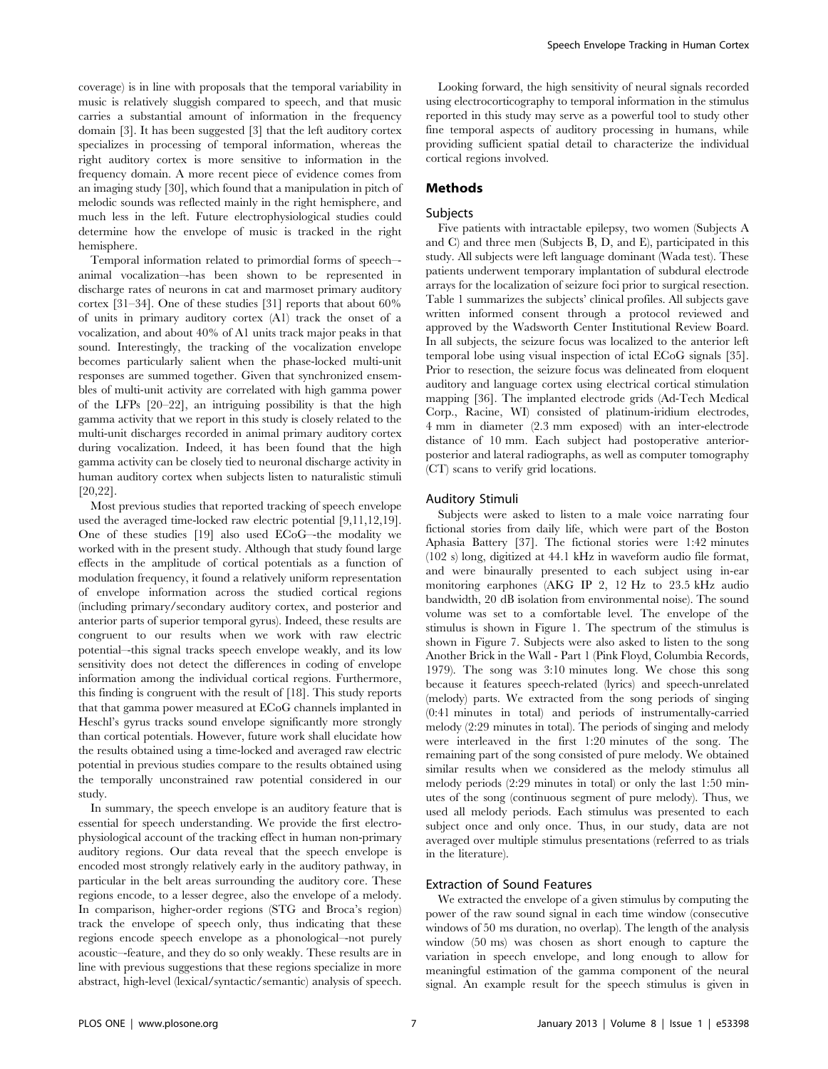coverage) is in line with proposals that the temporal variability in music is relatively sluggish compared to speech, and that music carries a substantial amount of information in the frequency domain [3]. It has been suggested [3] that the left auditory cortex specializes in processing of temporal information, whereas the right auditory cortex is more sensitive to information in the frequency domain. A more recent piece of evidence comes from an imaging study [30], which found that a manipulation in pitch of melodic sounds was reflected mainly in the right hemisphere, and much less in the left. Future electrophysiological studies could determine how the envelope of music is tracked in the right hemisphere.

Temporal information related to primordial forms of speech–-animal vocalization–-has been shown to be represented in discharge rates of neurons in cat and marmoset primary auditory cortex [31–34]. One of these studies [31] reports that about 60% of units in primary auditory cortex (A1) track the onset of a vocalization, and about 40% of A1 units track major peaks in that sound. Interestingly, the tracking of the vocalization envelope becomes particularly salient when the phase-locked multi-unit responses are summed together. Given that synchronized ensembles of multi-unit activity are correlated with high gamma power of the LFPs [20–22], an intriguing possibility is that the high gamma activity that we report in this study is closely related to the multi-unit discharges recorded in animal primary auditory cortex during vocalization. Indeed, it has been found that the high gamma activity can be closely tied to neuronal discharge activity in human auditory cortex when subjects listen to naturalistic stimuli [20,22].

Most previous studies that reported tracking of speech envelope used the averaged time-locked raw electric potential [9,11,12,19]. One of these studies [19] also used ECoG–-the modality we worked with in the present study. Although that study found large effects in the amplitude of cortical potentials as a function of modulation frequency, it found a relatively uniform representation of envelope information across the studied cortical regions (including primary/secondary auditory cortex, and posterior and anterior parts of superior temporal gyrus). Indeed, these results are congruent to our results when we work with raw electric potential–-this signal tracks speech envelope weakly, and its low sensitivity does not detect the differences in coding of envelope information among the individual cortical regions. Furthermore, this finding is congruent with the result of [18]. This study reports that that gamma power measured at ECoG channels implanted in Heschl's gyrus tracks sound envelope significantly more strongly than cortical potentials. However, future work shall elucidate how the results obtained using a time-locked and averaged raw electric potential in previous studies compare to the results obtained using the temporally unconstrained raw potential considered in our study.

In summary, the speech envelope is an auditory feature that is essential for speech understanding. We provide the first electrophysiological account of the tracking effect in human non-primary auditory regions. Our data reveal that the speech envelope is encoded most strongly relatively early in the auditory pathway, in particular in the belt areas surrounding the auditory core. These regions encode, to a lesser degree, also the envelope of a melody. In comparison, higher-order regions (STG and Broca's region) track the envelope of speech only, thus indicating that these regions encode speech envelope as a phonological–-not purely acoustic–-feature, and they do so only weakly. These results are in line with previous suggestions that these regions specialize in more abstract, high-level (lexical/syntactic/semantic) analysis of speech.

Looking forward, the high sensitivity of neural signals recorded using electrocorticography to temporal information in the stimulus reported in this study may serve as a powerful tool to study other fine temporal aspects of auditory processing in humans, while providing sufficient spatial detail to characterize the individual cortical regions involved.

## Methods

### Subjects

Five patients with intractable epilepsy, two women (Subjects A and C) and three men (Subjects B, D, and E), participated in this study. All subjects were left language dominant (Wada test). These patients underwent temporary implantation of subdural electrode arrays for the localization of seizure foci prior to surgical resection. Table 1 summarizes the subjects' clinical profiles. All subjects gave written informed consent through a protocol reviewed and approved by the Wadsworth Center Institutional Review Board. In all subjects, the seizure focus was localized to the anterior left temporal lobe using visual inspection of ictal ECoG signals [35]. Prior to resection, the seizure focus was delineated from eloquent auditory and language cortex using electrical cortical stimulation mapping [36]. The implanted electrode grids (Ad-Tech Medical Corp., Racine, WI) consisted of platinum-iridium electrodes, 4 mm in diameter (2.3 mm exposed) with an inter-electrode distance of 10 mm. Each subject had postoperative anterior-posterior and lateral radiographs, as well as computer tomography (CT) scans to verify grid locations.

### Auditory Stimuli

Subjects were asked to listen to a male voice narrating four fictional stories from daily life, which were part of the Boston Aphasia Battery [37]. The fictional stories were 1:42 minutes (102 s) long, digitized at 44.1 kHz in waveform audio file format, and were binaurally presented to each subject using in-ear monitoring earphones (AKG IP 2, 12 Hz to 23.5 kHz audio bandwidth, 20 dB isolation from environmental noise). The sound volume was set to a comfortable level. The envelope of the stimulus is shown in Figure 1. The spectrum of the stimulus is shown in Figure 7. Subjects were also asked to listen to the song Another Brick in the Wall - Part 1 (Pink Floyd, Columbia Records, 1979). The song was 3:10 minutes long. We chose this song because it features speech-related (lyrics) and speech-unrelated (melody) parts. We extracted from the song periods of singing (0:41 minutes in total) and periods of instrumentally-carried melody (2:29 minutes in total). The periods of singing and melody were interleaved in the first 1:20 minutes of the song. The remaining part of the song consisted of pure melody. We obtained similar results when we considered as the melody stimulus all melody periods (2:29 minutes in total) or only the last 1:50 minutes of the song (continuous segment of pure melody). Thus, we used all melody periods. Each stimulus was presented to each subject once and only once. Thus, in our study, data are not averaged over multiple stimulus presentations (referred to as trials in the literature).

### Extraction of Sound Features

We extracted the envelope of a given stimulus by computing the power of the raw sound signal in each time window (consecutive windows of 50 ms duration, no overlap). The length of the analysis window (50 ms) was chosen as short enough to capture the variation in speech envelope, and long enough to allow for meaningful estimation of the gamma component of the neural signal. An example result for the speech stimulus is given in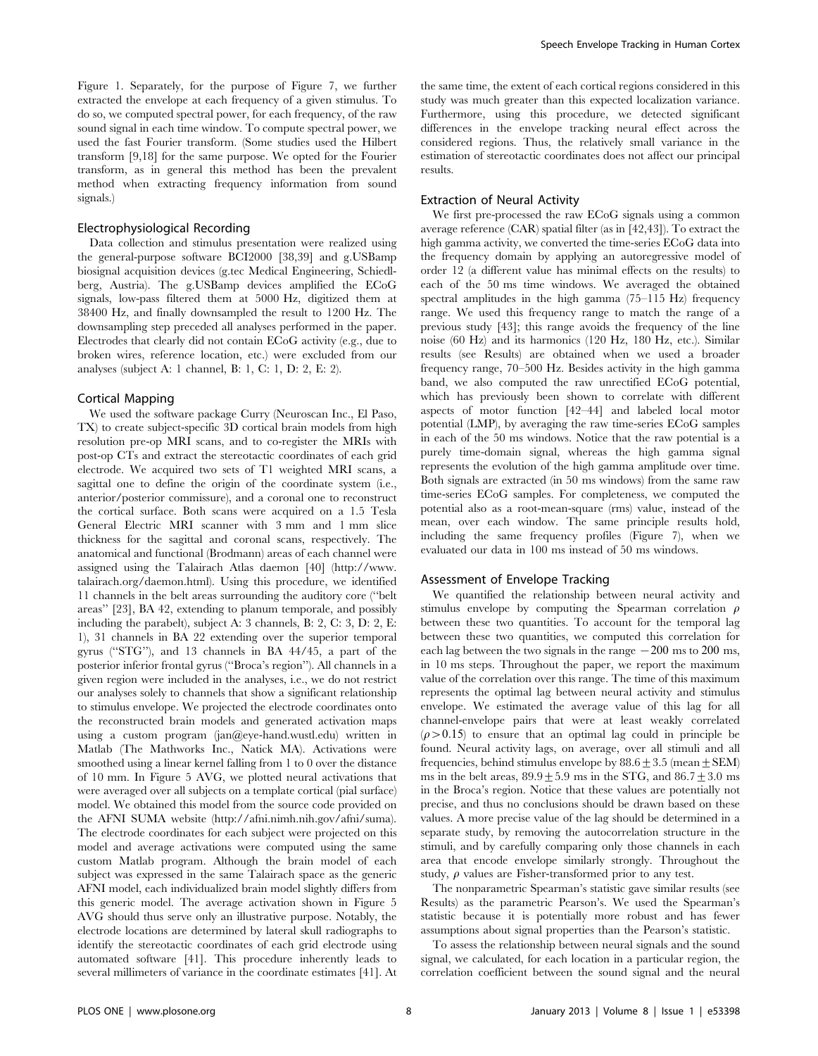Figure 1. Separately, for the purpose of Figure 7, we further extracted the envelope at each frequency of a given stimulus. To do so, we computed spectral power, for each frequency, of the raw sound signal in each time window. To compute spectral power, we used the fast Fourier transform. (Some studies used the Hilbert transform [9,18] for the same purpose. We opted for the Fourier transform, as in general this method has been the prevalent method when extracting frequency information from sound signals.)

### Electrophysiological Recording

Data collection and stimulus presentation were realized using the general-purpose software BCI2000 [38,39] and g.USBamp biosignal acquisition devices (g.tec Medical Engineering, Schiedlberg, Austria). The g.USBamp devices amplified the ECoG signals, low-pass filtered them at 5000 Hz, digitized them at 38400 Hz, and finally downsampled the result to 1200 Hz. The downsampling step preceded all analyses performed in the paper. Electrodes that clearly did not contain ECoG activity (e.g., due to broken wires, reference location, etc.) were excluded from our analyses (subject A: 1 channel, B: 1, C: 1, D: 2, E: 2).

### Cortical Mapping

We used the software package Curry (Neuroscan Inc., El Paso, TX) to create subject-specific 3D cortical brain models from high resolution pre-op MRI scans, and to co-register the MRIs with post-op CTs and extract the stereotactic coordinates of each grid electrode. We acquired two sets of T1 weighted MRI scans, a sagittal one to define the origin of the coordinate system (i.e., anterior/posterior commissure), and a coronal one to reconstruct the cortical surface. Both scans were acquired on a 1.5 Tesla General Electric MRI scanner with 3 mm and 1 mm slice thickness for the sagittal and coronal scans, respectively. The anatomical and functional (Brodmann) areas of each channel were assigned using the Talairach Atlas daemon [40] (http://www.talairach.org/daemon.html). Using this procedure, we identified 11 channels in the belt areas surrounding the auditory core ("belt areas" [23], BA 42, extending to planum temporale, and possibly including the parabelt), subject A: 3 channels, B: 2, C: 3, D: 2, E: 1), 31 channels in BA 22 extending over the superior temporal gyrus ("STG"), and 13 channels in BA 44/45, a part of the posterior inferior frontal gyrus ("Broca's region"). All channels in a given region were included in the analyses, i.e., we do not restrict our analyses solely to channels that show a significant relationship to stimulus envelope. We projected the electrode coordinates onto the reconstructed brain models and generated activation maps using a custom program (jan@eye-hand.wustl.edu) written in Matlab (The Mathworks Inc., Natick MA). Activations were smoothed using a linear kernel falling from 1 to 0 over the distance of 10 mm. In Figure 5 AVG, we plotted neural activations that were averaged over all subjects on a template cortical (pial surface) model. We obtained this model from the source code provided on the AFNI SUMA website (http://afni.nimh.nih.gov/afni/suma). The electrode coordinates for each subject were projected on this model and average activations were computed using the same custom Matlab program. Although the brain model of each subject was expressed in the same Talairach space as the generic AFNI model, each individualized brain model slightly differs from this generic model. The average activation shown in Figure 5 AVG should thus serve only an illustrative purpose. Notably, the electrode locations are determined by lateral skull radiographs to identify the stereotactic coordinates of each grid electrode using automated software [41]. This procedure inherently leads to several millimeters of variance in the coordinate estimates [41]. At the same time, the extent of each cortical regions considered in this study was much greater than this expected localization variance. Furthermore, using this procedure, we detected significant differences in the envelope tracking neural effect across the considered regions. Thus, the relatively small variance in the estimation of stereotactic coordinates does not affect our principal results.

### Extraction of Neural Activity

We first pre-processed the raw ECoG signals using a common average reference (CAR) spatial filter (as in [42,43]). To extract the high gamma activity, we converted the time-series ECoG data into the frequency domain by applying an autoregressive model of order 12 (a different value has minimal effects on the results) to each of the 50 ms time windows. We averaged the obtained spectral amplitudes in the high gamma (75–115 Hz) frequency range. We used this frequency range to match the range of a previous study [43]; this range avoids the frequency of the line noise (60 Hz) and its harmonics (120 Hz, 180 Hz, etc.). Similar results (see Results) are obtained when we used a broader frequency range, 70–500 Hz. Besides activity in the high gamma band, we also computed the raw unrectified ECoG potential, which has previously been shown to correlate with different aspects of motor function [42–44] and labeled local motor potential (LMP), by averaging the raw time-series ECoG samples in each of the 50 ms windows. Notice that the raw potential is a purely time-domain signal, whereas the high gamma signal represents the evolution of the high gamma amplitude over time. Both signals are extracted (in 50 ms windows) from the same raw time-series ECoG samples. For completeness, we computed the potential also as a root-mean-square (rms) value, instead of the mean, over each window. The same principle results hold, including the same frequency profiles (Figure 7), when we evaluated our data in 100 ms instead of 50 ms windows.

### Assessment of Envelope Tracking

We quantified the relationship between neural activity and stimulus envelope by computing the Spearman correlation $\rho$ between these two quantities. To account for the temporal lag between these two quantities, we computed this correlation for each lag between the two signals in the range $-200$ ms to 200 ms, in 10 ms steps. Throughout the paper, we report the maximum value of the correlation over this range. The time of this maximum represents the optimal lag between neural activity and stimulus envelope. We estimated the average value of this lag for all channel-envelope pairs that were at least weakly correlated ($\rho > 0.15$) to ensure that an optimal lag could in principle be found. Neural activity lags, on average, over all stimuli and all frequencies, behind stimulus envelope by $88.6 \pm 3.5$ (mean $\pm$ SEM) ms in the belt areas, $89.9 \pm 5.9$ ms in the STG, and $86.7 \pm 3.0$ ms in the Broca's region. Notice that these values are potentially not precise, and thus no conclusions should be drawn based on these values. A more precise value of the lag should be determined in a separate study, by removing the autocorrelation structure in the stimuli, and by carefully comparing only those channels in each area that encode envelope similarly strongly. Throughout the study, $\rho$ values are Fisher-transformed prior to any test.

The nonparametric Spearman's statistic gave similar results (see Results) as the parametric Pearson's. We used the Spearman's statistic because it is potentially more robust and has fewer assumptions about signal properties than the Pearson's statistic.

To assess the relationship between neural signals and the sound signal, we calculated, for each location in a particular region, the correlation coefficient between the sound signal and the neural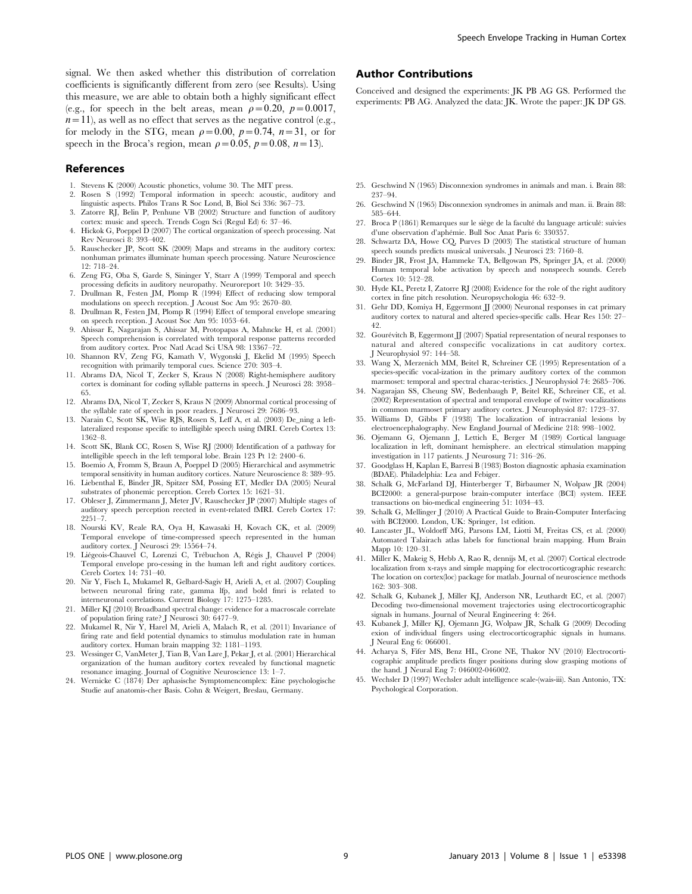signal. We then asked whether this distribution of correlation coefficients is significantly different from zero (see Results). Using this measure, we are able to obtain both a highly significant effect (e.g., for speech in the belt areas, mean $\rho = 0.20$, $p = 0.0017$, $n = 11$), as well as no effect that serves as the negative control (e.g., for melody in the STG, mean $\rho = 0.00$, $p = 0.74$, $n = 31$, or for speech in the Broca's region, mean $\rho = 0.05$, $p = 0.08$, $n = 13$).

## Author Contributions

Conceived and designed the experiments: JK PB AG GS. Performed the experiments: PB AG. Analyzed the data: JK. Wrote the paper: JK DP GS.

## References

1. Stevens K (2000) Acoustic phonetics, volume 30. The MIT press.
2. Rosen S (1992) Temporal information in speech: acoustic, auditory and linguistic aspects. Philos Trans R Soc Lond, B, Biol Sci 336: 367–73.
3. Zatorre RJ, Belin P, Penhune VB (2002) Structure and function of auditory cortex: music and speech. Trends Cogn Sci (Regul Ed) 6: 37–46.
4. Hickok G, Poeppel D (2007) The cortical organization of speech processing. Nat Rev Neurosci 8: 393–402.
5. Rauschecker JP, Scott SK (2009) Maps and streams in the auditory cortex: nonhuman primates illuminate human speech processing. Nature Neuroscience 12: 718–24.
6. Zeng FG, Oba S, Garde S, Sininger Y, Starr A (1999) Temporal and speech processing deficits in auditory neuropathy. Neuroreport 10: 3429–35.
7. Drullman R, Festen JM, Plomp R (1994) Effect of reducing slow temporal modulations on speech reception. J Acoust Soc Am 95: 2670–80.
8. Drullman R, Festen JM, Plomp R (1994) Effect of temporal envelope smearing on speech reception. J Acoust Soc Am 95: 1053–64.
9. Ahissar E, Nagarajan S, Ahissar M, Protopapas A, Mahncke H, et al. (2001) Speech comprehension is correlated with temporal response patterns recorded from auditory cortex. Proc Natl Acad Sci USA 98: 13367–72.
10. Shannon RV, Zeng FG, Kamath V, Wygonski J, Ekelid M (1995) Speech recognition with primarily temporal cues. Science 270: 303–4.
11. Abrams DA, Nicol T, Zecker S, Kraus N (2008) Right-hemisphere auditory cortex is dominant for coding syllable patterns in speech. J Neurosci 28: 3958–65.
12. Abrams DA, Nicol T, Zecker S, Kraus N (2009) Abnormal cortical processing of the syllable rate of speech in poor readers. J Neurosci 29: 7686–93.
13. Narain C, Scott SK, Wise RJS, Rosen S, Leff A, et al. (2003) De_ning a left-lateralized response specific to intelligible speech using fMRI. Cereb Cortex 13: 1362–8.
14. Scott SK, Blank CC, Rosen S, Wise RJ (2000) Identification of a pathway for intelligible speech in the left temporal lobe. Brain 123 Pt 12: 2400–6.
15. Boemio A, Fromm S, Braun A, Poeppel D (2005) Hierarchical and asymmetric temporal sensitivity in human auditory cortices. Nature Neuroscience 8: 389–95.
16. Liebenthal E, Binder JR, Spitzer SM, Possing ET, Medler DA (2005) Neural substrates of phonemic perception. Cereb Cortex 15: 1621–31.
17. Obleser J, Zimmermann J, Meter JV, Rauschecker JP (2007) Multiple stages of auditory speech perception reected in event-related fMRI. Cereb Cortex 17: 2251–7.
18. Nourski KV, Reale RA, Oya H, Kawasaki H, Kovach CK, et al. (2009) Temporal envelope of time-compressed speech represented in the human auditory cortex. J Neurosci 29: 15564–74.
19. Liégeois-Chauvel C, Lorenzi C, Trébuchon A, Régis J, Chauvel P (2004) Temporal envelope pro-cessing in the human left and right auditory cortices. Cereb Cortex 14: 731–40.
20. Nir Y, Fisch L, Mukamel R, Gelbard-Sagiv H, Arieli A, et al. (2007) Coupling between neuronal firing rate, gamma lfp, and bold fmri is related to interneuronal correlations. Current Biology 17: 1275–1285.
21. Miller KJ (2010) Broadband spectral change: evidence for a macroscale correlate of population firing rate? J Neurosci 30: 6477–9.
22. Mukamel R, Nir Y, Harel M, Arieli A, Malach R, et al. (2011) Invariance of firing rate and field potential dynamics to stimulus modulation rate in human auditory cortex. Human brain mapping 32: 1181–1193.
23. Wessinger C, VanMeter J, Tian B, Van Lare J, Pekar J, et al. (2001) Hierarchical organization of the human auditory cortex revealed by functional magnetic resonance imaging. Journal of Cognitive Neuroscience 13: 1–7.
24. Wernicke C (1874) Der aphasische Symptomencomplex: Eine psychologische Studie auf anatomis-cher Basis. Cohn & Weigert, Breslau, Germany.
25. Geschwind N (1965) Disconnexion syndromes in animals and man. i. Brain 88: 237–94.
26. Geschwind N (1965) Disconnexion syndromes in animals and man. ii. Brain 88: 585–644.
27. Broca P (1861) Remarques sur le siège de la faculté du language articulé: suivies d'une observation d'aphémie. Bull Soc Anat Paris 6: 330357.
28. Schwartz DA, Howe CQ, Purves D (2003) The statistical structure of human speech sounds predicts musical universals. J Neurosci 23: 7160–8.
29. Binder JR, Frost JA, Hammeke TA, Bellgowan PS, Springer JA, et al. (2000) Human temporal lobe activation by speech and nonspeech sounds. Cereb Cortex 10: 512–28.
30. Hyde KL, Peretz I, Zatorre RJ (2008) Evidence for the role of the right auditory cortex in fine pitch resolution. Neuropsychologia 46: 632–9.
31. Gehr DD, Komiya H, Eggermont JJ (2000) Neuronal responses in cat primary auditory cortex to natural and altered species-specific calls. Hear Res 150: 27–42.
32. Gourévitch B, Eggermont JJ (2007) Spatial representation of neural responses to natural and altered conspecific vocalizations in cat auditory cortex. J Neurophysiol 97: 144–58.
33. Wang X, Merzenich MM, Beitel R, Schreiner CE (1995) Representation of a species-specific vocal-ization in the primary auditory cortex of the common marmoset: temporal and spectral charac-teristics. J Neurophysiol 74: 2685–706.
34. Nagarajan SS, Cheung SW, Bedenbaugh P, Beitel RE, Schreiner CE, et al. (2002) Representation of spectral and temporal envelope of twitter vocalizations in common marmoset primary auditory cortex. J Neurophysiol 87: 1723–37.
35. Williams D, Gibbs F (1938) The localization of intracranial lesions by electroencephalography. New England Journal of Medicine 218: 998–1002.
36. Ojemann G, Ojemann J, Lettich E, Berger M (1989) Cortical language localization in left, dominant hemisphere. an electrical stimulation mapping investigation in 117 patients. J Neurosurg 71: 316–26.
37. Goodglass H, Kaplan E, Barresi B (1983) Boston diagnostic aphasia examination (BDAE). Philadelphia: Lea and Febiger.
38. Schalk G, McFarland DJ, Hinterberger T, Birbaumer N, Wolpaw JR (2004) BCI2000: a general-purpose brain-computer interface (BCI) system. IEEE transactions on bio-medical engineering 51: 1034–43.
39. Schalk G, Mellinger J (2010) A Practical Guide to Brain-Computer Interfacing with BCI2000. London, UK: Springer, 1st edition.
40. Lancaster JL, Woldorff MG, Parsons LM, Liotti M, Freitas CS, et al. (2000) Automated Talairach atlas labels for functional brain mapping. Hum Brain Mapp 10: 120–31.
41. Miller K, Makeig S, Hebb A, Rao R, dennijs M, et al. (2007) Cortical electrode localization from x-rays and simple mapping for electrocorticographic research: The location on cortex(loc) package for matlab. Journal of neuroscience methods 162: 303–308.
42. Schalk G, Kubanek J, Miller KJ, Anderson NR, Leuthardt EC, et al. (2007) Decoding two-dimensional movement trajectories using electrocorticographic signals in humans. Journal of Neural Engineering 4: 264.
43. Kubanek J, Miller KJ, Ojemann JG, Wolpaw JR, Schalk G (2009) Decoding exion of individual fingers using electrocorticographic signals in humans. J Neural Eng 6: 066001.
44. Acharya S, Fifer MS, Benz HL, Crone NE, Thakor NV (2010) Electrocorticographic amplitude predicts finger positions during slow grasping motions of the hand. J Neural Eng 7: 046002-046002.
45. Wechsler D (1997) Wechsler adult intelligence scale-(wais-iii). San Antonio, TX: Psychological Corporation.